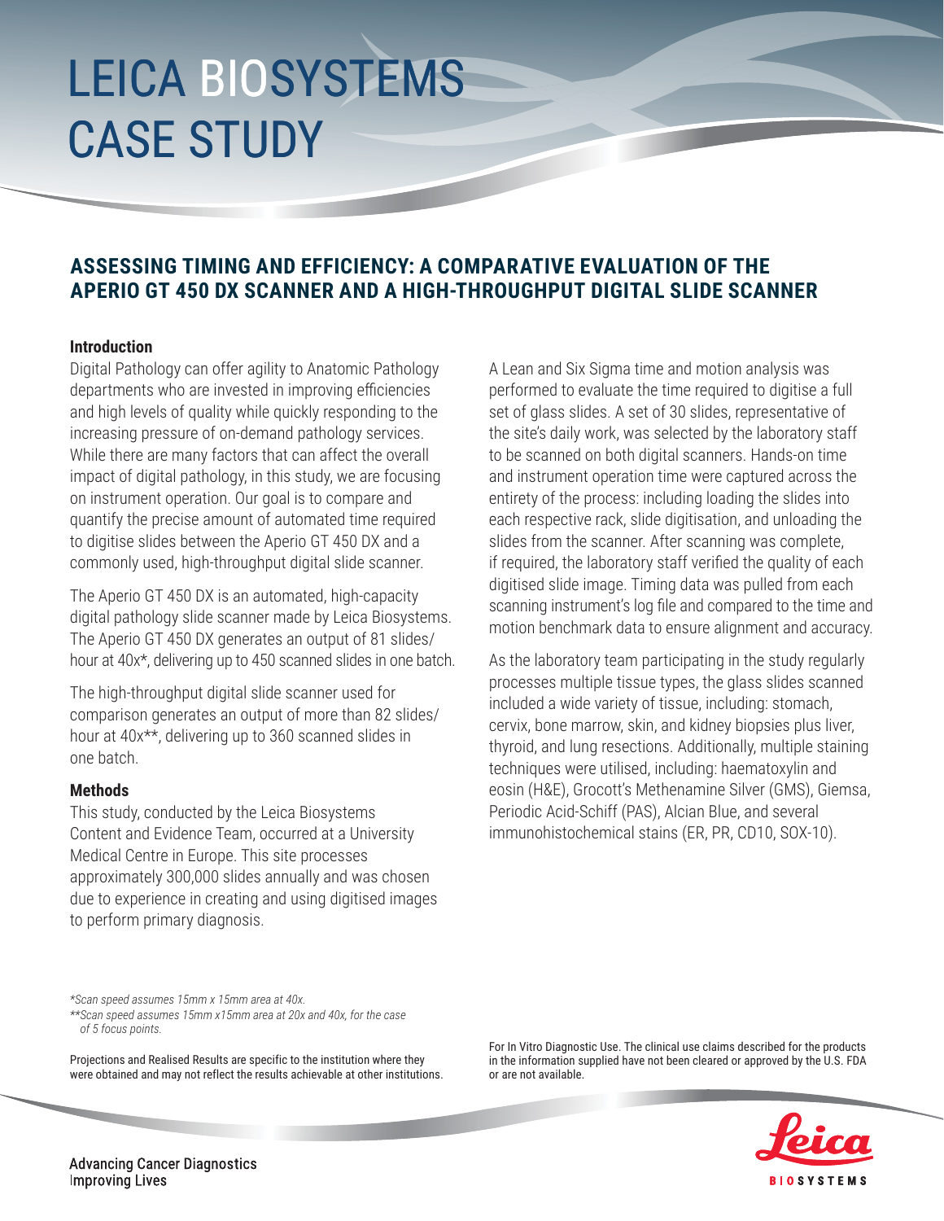# LEICA BIOSYSTEMS CASE STUDY

## ASSESSING TIMING AND EFFICIENCY: A COMPARATIVE EVALUATION OF THE APERIO GT 450 DX SCANNER AND A HIGH-THROUGHPUT DIGITAL SLIDE SCANNER

### Introduction

Digital Pathology can offer agility to Anatomic Pathology departments who are invested in improving efficiencies and high levels of quality while quickly responding to the increasing pressure of on-demand pathology services. While there are many factors that can affect the overall impact of digital pathology, in this study, we are focusing on instrument operation. Our goal is to compare and quantify the precise amount of automated time required to digitise slides between the Aperio GT 450 DX and a commonly used, high-throughput digital slide scanner.

The Aperio GT 450 DX is an automated, high-capacity digital pathology slide scanner made by Leica Biosystems. The Aperio GT 450 DX generates an output of 81 slides/hour at 40x*, delivering up to 450 scanned slides in one batch.

The high-throughput digital slide scanner used for comparison generates an output of more than 82 slides/hour at 40x**, delivering up to 360 scanned slides in one batch.

### Methods

This study, conducted by the Leica Biosystems Content and Evidence Team, occurred at a University Medical Centre in Europe. This site processes approximately 300,000 slides annually and was chosen due to experience in creating and using digitised images to perform primary diagnosis.

A Lean and Six Sigma time and motion analysis was performed to evaluate the time required to digitise a full set of glass slides. A set of 30 slides, representative of the site's daily work, was selected by the laboratory staff to be scanned on both digital scanners. Hands-on time and instrument operation time were captured across the entirety of the process: including loading the slides into each respective rack, slide digitisation, and unloading the slides from the scanner. After scanning was complete, if required, the laboratory staff verified the quality of each digitised slide image. Timing data was pulled from each scanning instrument's log file and compared to the time and motion benchmark data to ensure alignment and accuracy.

As the laboratory team participating in the study regularly processes multiple tissue types, the glass slides scanned included a wide variety of tissue, including: stomach, cervix, bone marrow, skin, and kidney biopsies plus liver, thyroid, and lung resections. Additionally, multiple staining techniques were utilised, including: haematoxylin and eosin (H&E), Grocott's Methenamine Silver (GMS), Giemsa, Periodic Acid-Schiff (PAS), Alcian Blue, and several immunohistochemical stains (ER, PR, CD10, SOX-10).

*Scan speed assumes 15mm x 15mm area at 40x.*

*\*\*Scan speed assumes 15mm x15mm area at 20x and 40x, for the case of 5 focus points.*

Projections and Realised Results are specific to the institution where they were obtained and may not reflect the results achievable at other institutions.

For In Vitro Diagnostic Use. The clinical use claims described for the products in the information supplied have not been cleared or approved by the U.S. FDA or are not available.

Advancing Cancer Diagnostics
Improving Lives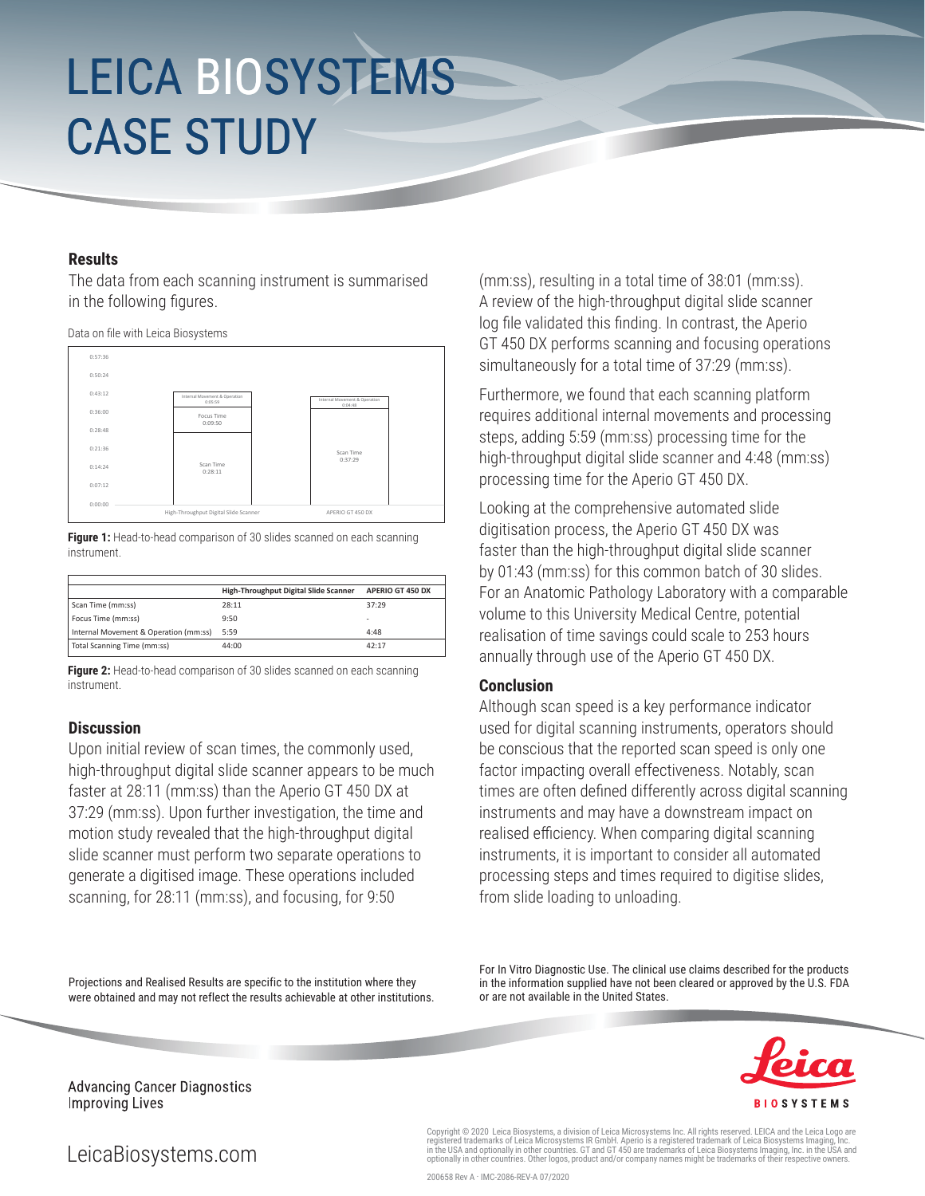# LEICA BIOSYSTEMS CASE STUDY

## Results

The data from each scanning instrument is summarised in the following figures.

Data on file with Leica Biosystems

0:57:36
0:50:24
0:43:12
0:36:00
0:28:48
0:21:36
0:14:24
0:07:12
0:00:00

Internal Movement & Operation 0:05:59
Focus Time 0:09:50
Scan Time 0:28:11
High-Throughput Digital Slide Scanner

Internal Movement & Operation 0:04:48
Scan Time 0:37:29
APERIO GT 450 DX

**Figure 1:** Head-to-head comparison of 30 slides scanned on each scanning instrument.

| | High-Throughput Digital Slide Scanner | APERIO GT 450 DX |
|---|---|---|
| Scan Time (mm:ss) | 28:11 | 37:29 |
| Focus Time (mm:ss) | 9:50 | - |
| Internal Movement & Operation (mm:ss) | 5:59 | 4:48 |
| Total Scanning Time (mm:ss) | 44:00 | 42:17 |

**Figure 2:** Head-to-head comparison of 30 slides scanned on each scanning instrument.

## Discussion

Upon initial review of scan times, the commonly used, high-throughput digital slide scanner appears to be much faster at 28:11 (mm:ss) than the Aperio GT 450 DX at 37:29 (mm:ss). Upon further investigation, the time and motion study revealed that the high-throughput digital slide scanner must perform two separate operations to generate a digitised image. These operations included scanning, for 28:11 (mm:ss), and focusing, for 9:50 (mm:ss), resulting in a total time of 38:01 (mm:ss). A review of the high-throughput digital slide scanner log file validated this finding. In contrast, the Aperio GT 450 DX performs scanning and focusing operations simultaneously for a total time of 37:29 (mm:ss).

Furthermore, we found that each scanning platform requires additional internal movements and processing steps, adding 5:59 (mm:ss) processing time for the high-throughput digital slide scanner and 4:48 (mm:ss) processing time for the Aperio GT 450 DX.

Looking at the comprehensive automated slide digitisation process, the Aperio GT 450 DX was faster than the high-throughput digital slide scanner by 01:43 (mm:ss) for this common batch of 30 slides. For an Anatomic Pathology Laboratory with a comparable volume to this University Medical Centre, potential realisation of time savings could scale to 253 hours annually through use of the Aperio GT 450 DX.

## Conclusion

Although scan speed is a key performance indicator used for digital scanning instruments, operators should be conscious that the reported scan speed is only one factor impacting overall effectiveness. Notably, scan times are often defined differently across digital scanning instruments and may have a downstream impact on realised efficiency. When comparing digital scanning instruments, it is important to consider all automated processing steps and times required to digitise slides, from slide loading to unloading.

Projections and Realised Results are specific to the institution where they were obtained and may not reflect the results achievable at other institutions.

For In Vitro Diagnostic Use. The clinical use claims described for the products in the information supplied have not been cleared or approved by the U.S. FDA or are not available in the United States.

Advancing Cancer Diagnostics
Improving Lives

LeicaBiosystems.com

Leica BIOSYSTEMS

Copyright © 2020 Leica Biosystems, a division of Leica Microsystems Inc. All rights reserved. LEICA and the Leica Logo are registered trademarks of Leica Microsystems IR GmbH. Aperio is a registered trademark of Leica Biosystems Imaging, Inc. in the USA and optionally in other countries. GT and GT 450 are trademarks of Leica Biosystems Imaging, Inc. in the USA and optionally in other countries. Other logos, product and/or company names might be trademarks of their respective owners.

200658 Rev A · IMC-2086-REV-A 07/2020